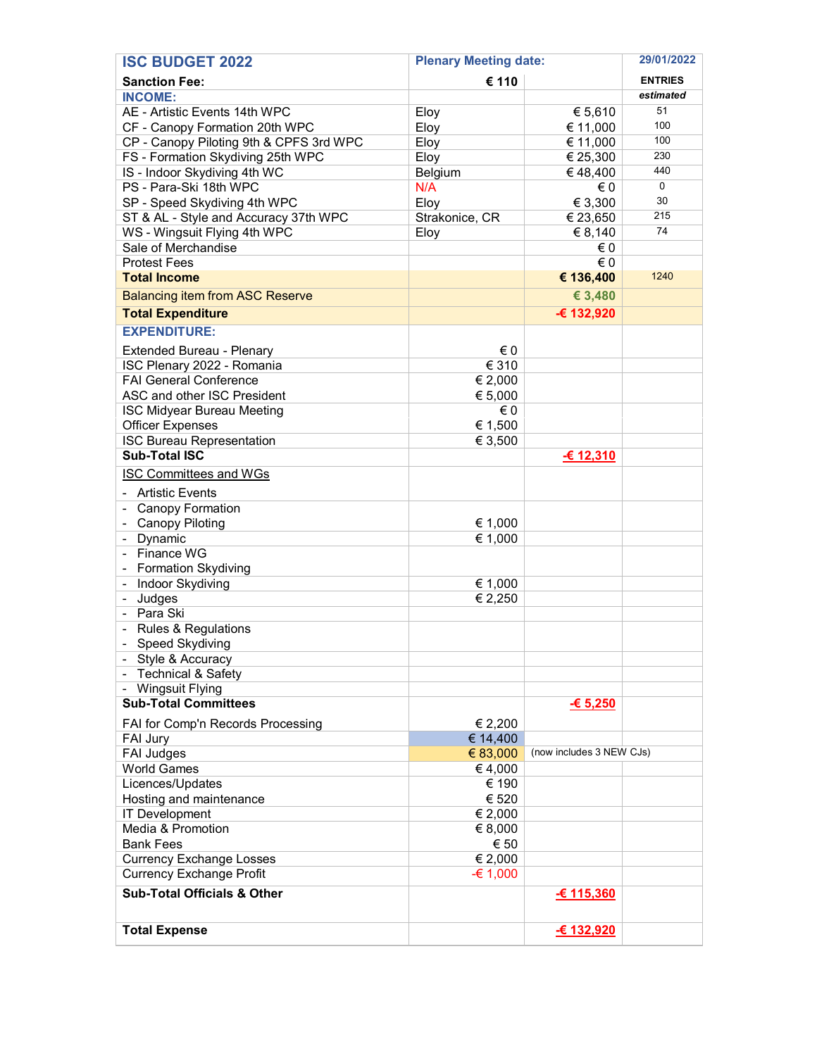| ISC BUDGET 2022 | Plenary Meeting date: | | 29/01/2022 |
|---|---|---|---|
| **Sanction Fee:** | **€ 110** | | **ENTRIES** |
| **INCOME:** | | | *estimated* |
| AE - Artistic Events 14th WPC | Eloy | € 5,610 | 51 |
| CF - Canopy Formation 20th WPC | Eloy | € 11,000 | 100 |
| CP - Canopy Piloting 9th & CPFS 3rd WPC | Eloy | € 11,000 | 100 |
| FS - Formation Skydiving 25th WPC | Eloy | € 25,300 | 230 |
| IS - Indoor Skydiving 4th WC | Belgium | € 48,400 | 440 |
| PS - Para-Ski 18th WPC | N/A | € 0 | 0 |
| SP - Speed Skydiving 4th WPC | Eloy | € 3,300 | 30 |
| ST & AL - Style and Accuracy 37th WPC | Strakonice, CR | € 23,650 | 215 |
| WS - Wingsuit Flying 4th WPC | Eloy | € 8,140 | 74 |
| Sale of Merchandise | | € 0 | |
| Protest Fees | | € 0 | |
| **Total Income** | | **€ 136,400** | 1240 |
| Balancing item from ASC Reserve | | **€ 3,480** | |
| **Total Expenditure** | | **-€ 132,920** | |
| **EXPENDITURE:** | | | |
| Extended Bureau - Plenary | € 0 | | |
| ISC Plenary 2022 - Romania | € 310 | | |
| FAI General Conference | € 2,000 | | |
| ASC and other ISC President | € 5,000 | | |
| ISC Midyear Bureau Meeting | € 0 | | |
| Officer Expenses | € 1,500 | | |
| ISC Bureau Representation | € 3,500 | | |
| **Sub-Total ISC** | | **-€ 12,310** | |
| ISC Committees and WGs | | | |
| - Artistic Events | | | |
| - Canopy Formation | | | |
| - Canopy Piloting | € 1,000 | | |
| - Dynamic | € 1,000 | | |
| - Finance WG | | | |
| - Formation Skydiving | | | |
| - Indoor Skydiving | € 1,000 | | |
| - Judges | € 2,250 | | |
| - Para Ski | | | |
| - Rules & Regulations | | | |
| - Speed Skydiving | | | |
| - Style & Accuracy | | | |
| - Technical & Safety | | | |
| - Wingsuit Flying | | | |
| **Sub-Total Committees** | | **-€ 5,250** | |
| FAI for Comp'n Records Processing | € 2,200 | | |
| FAI Jury | € 14,400 | | |
| FAI Judges | € 83,000 | (now includes 3 NEW CJs) | |
| World Games | € 4,000 | | |
| Licences/Updates | € 190 | | |
| Hosting and maintenance | € 520 | | |
| IT Development | € 2,000 | | |
| Media & Promotion | € 8,000 | | |
| Bank Fees | € 50 | | |
| Currency Exchange Losses | € 2,000 | | |
| Currency Exchange Profit | -€ 1,000 | | |
| **Sub-Total Officials & Other** | | **-€ 115,360** | |
| **Total Expense** | | **-€ 132,920** | |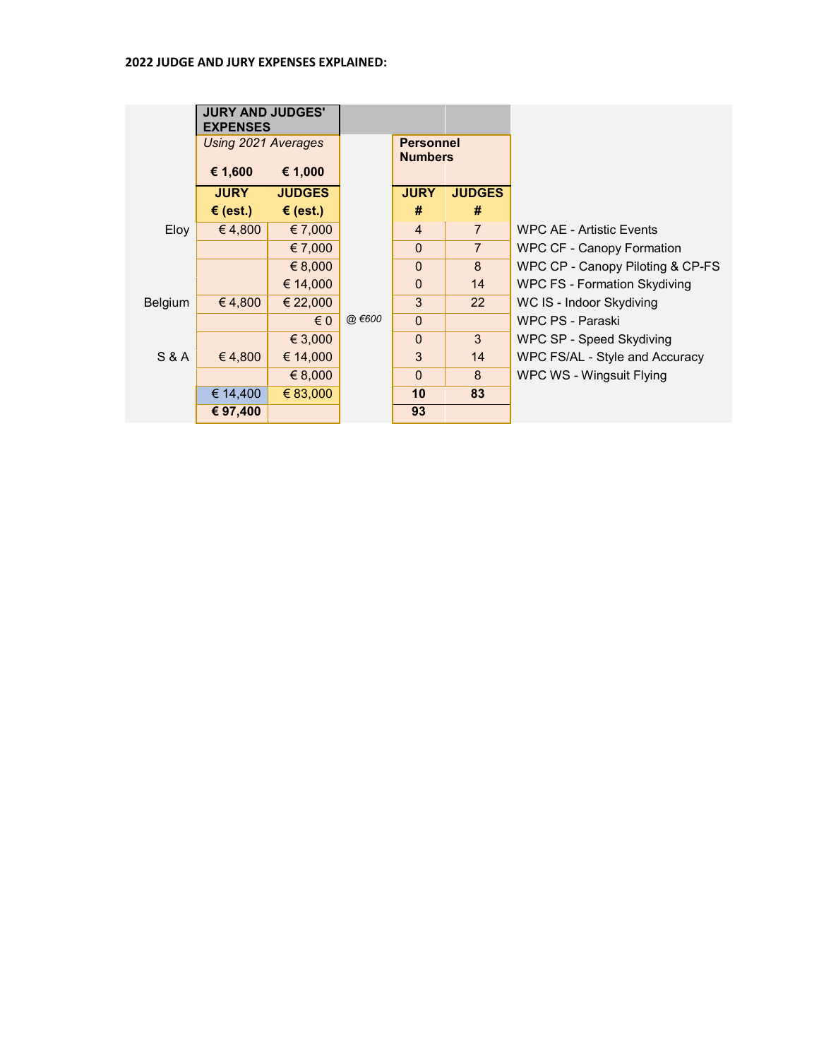**2022 JUDGE AND JURY EXPENSES EXPLAINED:**

| | JURY AND JUDGES' EXPENSES | | | Personnel Numbers | | |
|---|---|---|---|---|---|---|
| | *Using 2021 Averages* | | | | | |
| | **€ 1,600** | **€ 1,000** | | | | |
| | **JURY** | **JUDGES** | | **JURY** | **JUDGES** | |
| | **€ (est.)** | **€ (est.)** | | **#** | **#** | |
| Eloy | € 4,800 | € 7,000 | | 4 | 7 | WPC AE - Artistic Events |
| | | € 7,000 | | 0 | 7 | WPC CF - Canopy Formation |
| | | € 8,000 | | 0 | 8 | WPC CP - Canopy Piloting & CP-FS |
| | | € 14,000 | | 0 | 14 | WPC FS - Formation Skydiving |
| Belgium | € 4,800 | € 22,000 | | 3 | 22 | WC IS - Indoor Skydiving |
| | | € 0 | *@ €600* | 0 | | WPC PS - Paraski |
| | | € 3,000 | | 0 | 3 | WPC SP - Speed Skydiving |
| S & A | € 4,800 | € 14,000 | | 3 | 14 | WPC FS/AL - Style and Accuracy |
| | | € 8,000 | | 0 | 8 | WPC WS - Wingsuit Flying |
| | € 14,400 | € 83,000 | | **10** | **83** | |
| | **€ 97,400** | | | **93** | | |